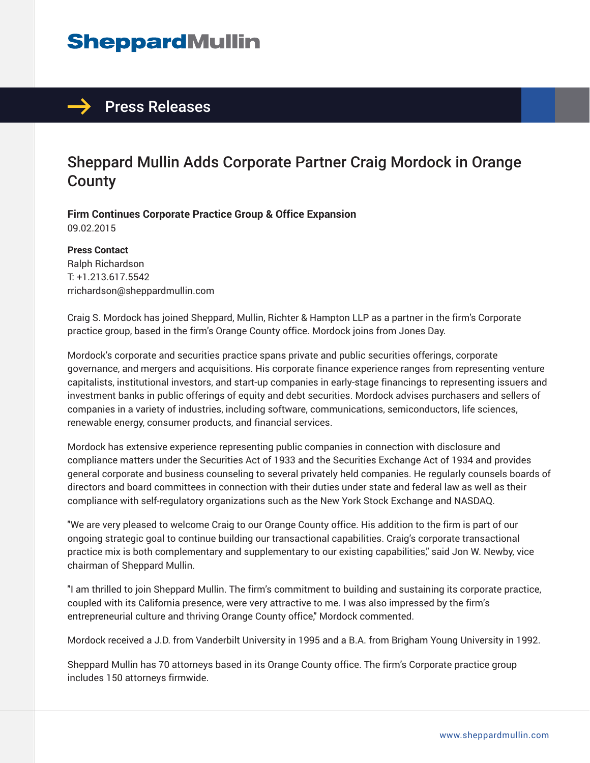# SheppardMullin

## Press Releases

# Sheppard Mullin Adds Corporate Partner Craig Mordock in Orange County

**Firm Continues Corporate Practice Group & Office Expansion**
09.02.2015

**Press Contact**
Ralph Richardson
T: +1.213.617.5542
rrichardson@sheppardmullin.com

Craig S. Mordock has joined Sheppard, Mullin, Richter & Hampton LLP as a partner in the firm's Corporate practice group, based in the firm's Orange County office. Mordock joins from Jones Day.

Mordock's corporate and securities practice spans private and public securities offerings, corporate governance, and mergers and acquisitions. His corporate finance experience ranges from representing venture capitalists, institutional investors, and start-up companies in early-stage financings to representing issuers and investment banks in public offerings of equity and debt securities. Mordock advises purchasers and sellers of companies in a variety of industries, including software, communications, semiconductors, life sciences, renewable energy, consumer products, and financial services.

Mordock has extensive experience representing public companies in connection with disclosure and compliance matters under the Securities Act of 1933 and the Securities Exchange Act of 1934 and provides general corporate and business counseling to several privately held companies. He regularly counsels boards of directors and board committees in connection with their duties under state and federal law as well as their compliance with self-regulatory organizations such as the New York Stock Exchange and NASDAQ.

"We are very pleased to welcome Craig to our Orange County office. His addition to the firm is part of our ongoing strategic goal to continue building our transactional capabilities. Craig's corporate transactional practice mix is both complementary and supplementary to our existing capabilities," said Jon W. Newby, vice chairman of Sheppard Mullin.

"I am thrilled to join Sheppard Mullin. The firm's commitment to building and sustaining its corporate practice, coupled with its California presence, were very attractive to me. I was also impressed by the firm's entrepreneurial culture and thriving Orange County office," Mordock commented.

Mordock received a J.D. from Vanderbilt University in 1995 and a B.A. from Brigham Young University in 1992.

Sheppard Mullin has 70 attorneys based in its Orange County office. The firm's Corporate practice group includes 150 attorneys firmwide.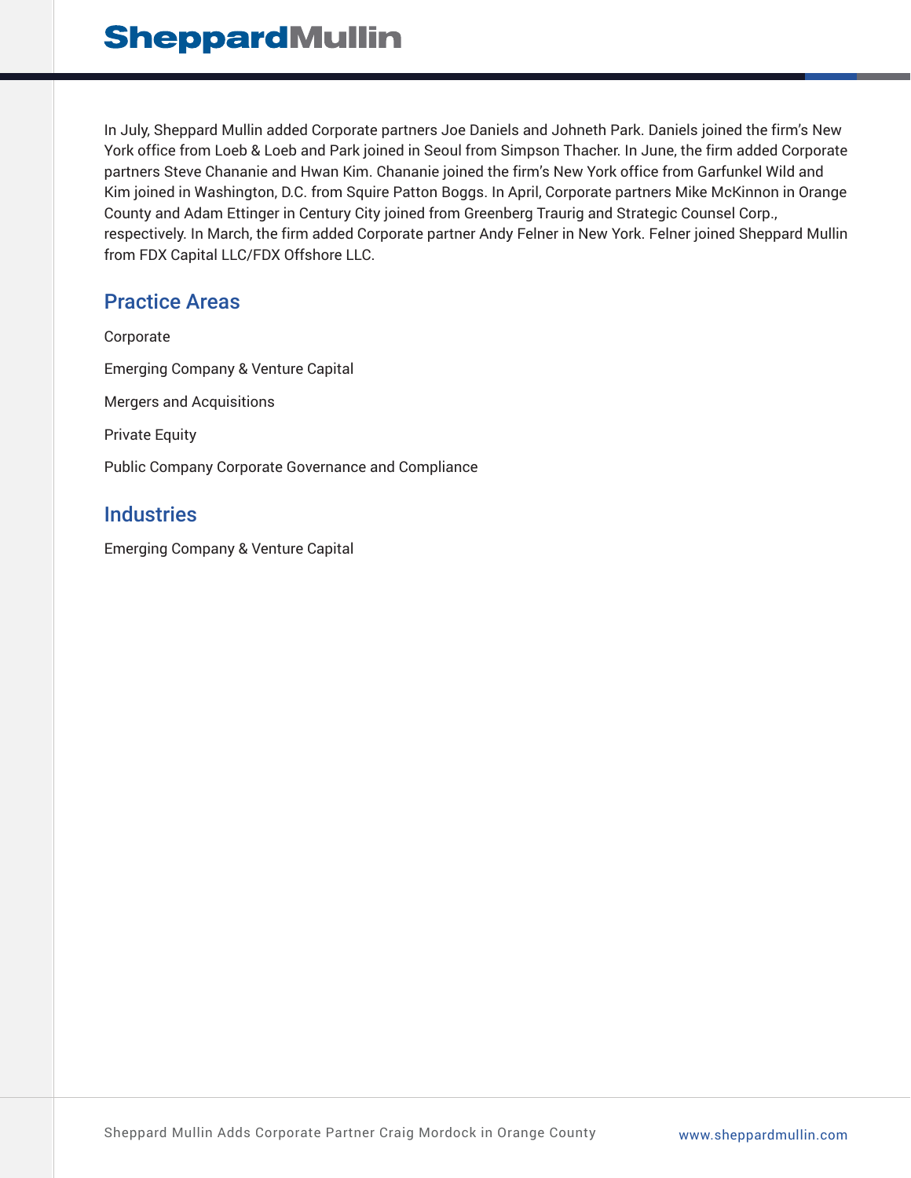In July, Sheppard Mullin added Corporate partners Joe Daniels and Johneth Park. Daniels joined the firm's New York office from Loeb & Loeb and Park joined in Seoul from Simpson Thacher. In June, the firm added Corporate partners Steve Chananie and Hwan Kim. Chananie joined the firm's New York office from Garfunkel Wild and Kim joined in Washington, D.C. from Squire Patton Boggs. In April, Corporate partners Mike McKinnon in Orange County and Adam Ettinger in Century City joined from Greenberg Traurig and Strategic Counsel Corp., respectively. In March, the firm added Corporate partner Andy Felner in New York. Felner joined Sheppard Mullin from FDX Capital LLC/FDX Offshore LLC.

## Practice Areas

Corporate

Emerging Company & Venture Capital

Mergers and Acquisitions

Private Equity

Public Company Corporate Governance and Compliance

## Industries

Emerging Company & Venture Capital